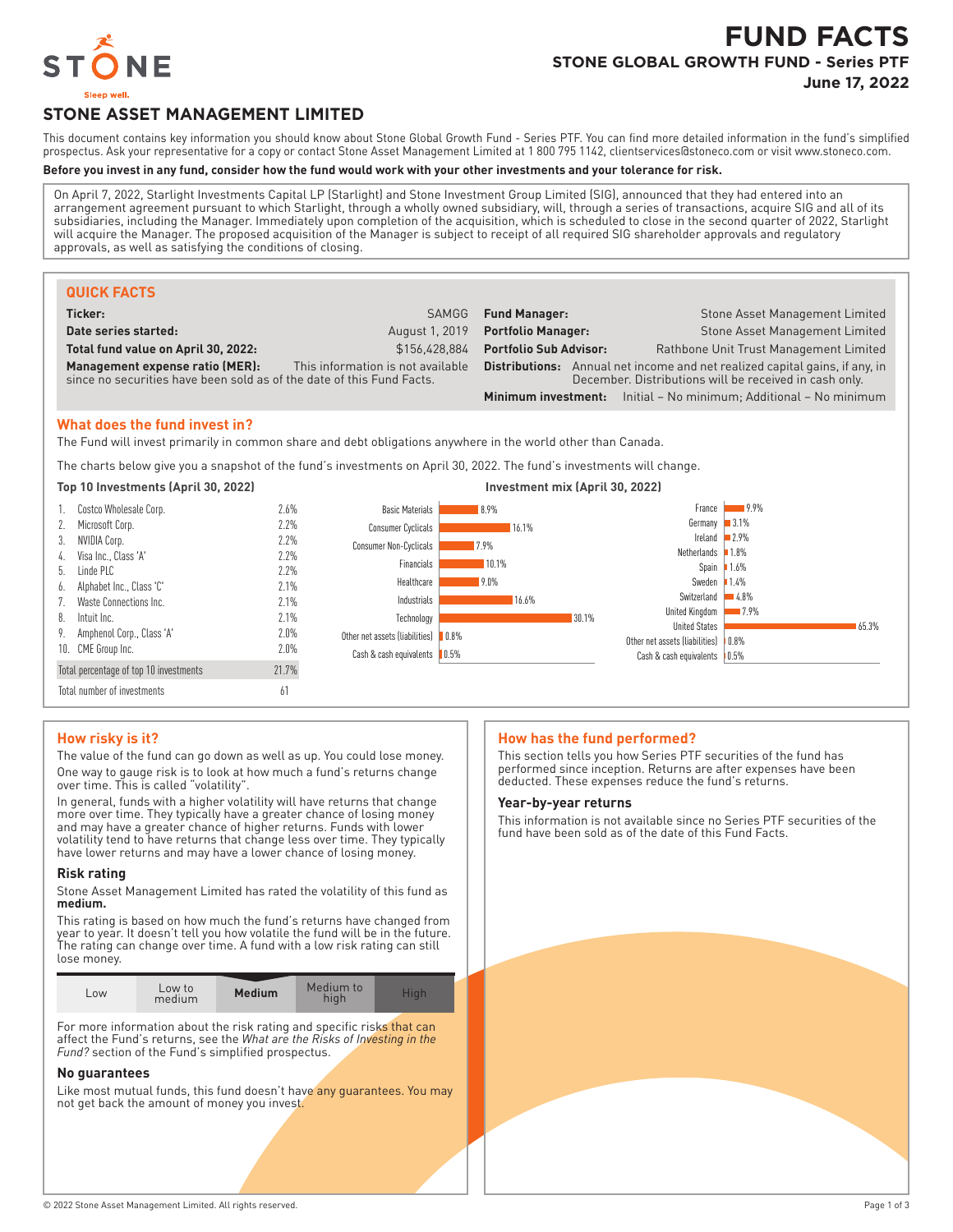# FUND FACTS

## STONE GLOBAL GROWTH FUND - Series PTF

**June 17, 2022**

STONE
Sleep well.

## STONE ASSET MANAGEMENT LIMITED

This document contains key information you should know about Stone Global Growth Fund - Series PTF. You can find more detailed information in the fund's simplified prospectus. Ask your representative for a copy or contact Stone Asset Management Limited at 1 800 795 1142, clientservices@stoneco.com or visit www.stoneco.com.

**Before you invest in any fund, consider how the fund would work with your other investments and your tolerance for risk.**

On April 7, 2022, Starlight Investments Capital LP (Starlight) and Stone Investment Group Limited (SIG), announced that they had entered into an arrangement agreement pursuant to which Starlight, through a wholly owned subsidiary, will, through a series of transactions, acquire SIG and all of its subsidiaries, including the Manager. Immediately upon completion of the acquisition, which is scheduled to close in the second quarter of 2022, Starlight will acquire the Manager. The proposed acquisition of the Manager is subject to receipt of all required SIG shareholder approvals and regulatory approvals, as well as satisfying the conditions of closing.

### QUICK FACTS

| | |
|---|---|
| **Ticker:** | SAMGG |
| **Date series started:** | August 1, 2019 |
| **Total fund value on April 30, 2022:** | $156,428,884 |
| **Management expense ratio (MER):** | This information is not available since no securities have been sold as of the date of this Fund Facts. |
| **Fund Manager:** | Stone Asset Management Limited |
| **Portfolio Manager:** | Stone Asset Management Limited |
| **Portfolio Sub Advisor:** | Rathbone Unit Trust Management Limited |
| **Distributions:** | Annual net income and net realized capital gains, if any, in December. Distributions will be received in cash only. |
| **Minimum investment:** | Initial – No minimum; Additional – No minimum |

### What does the fund invest in?

The Fund will invest primarily in common share and debt obligations anywhere in the world other than Canada.

The charts below give you a snapshot of the fund's investments on April 30, 2022. The fund's investments will change.

**Top 10 Investments (April 30, 2022)**

| | | |
|---|---|---|
| 1. | Costco Wholesale Corp. | 2.6% |
| 2. | Microsoft Corp. | 2.2% |
| 3. | NVIDIA Corp. | 2.2% |
| 4. | Visa Inc., Class 'A' | 2.2% |
| 5. | Linde PLC | 2.2% |
| 6. | Alphabet Inc., Class 'C' | 2.1% |
| 7. | Waste Connections Inc. | 2.1% |
| 8. | Intuit Inc. | 2.1% |
| 9. | Amphenol Corp., Class 'A' | 2.0% |
| 10. | CME Group Inc. | 2.0% |
| | Total percentage of top 10 investments | 21.7% |
| | Total number of investments | 61 |

**Investment mix (April 30, 2022)**

| Sector | % |
|---|---|
| Basic Materials | 8.9% |
| Consumer Cyclicals | 16.1% |
| Consumer Non-Cyclicals | 7.9% |
| Financials | 10.1% |
| Healthcare | 9.0% |
| Industrials | 16.6% |
| Technology | 30.1% |
| Other net assets (liabilities) | 0.8% |
| Cash & cash equivalents | 0.5% |

| Country | % |
|---|---|
| France | 9.9% |
| Germany | 3.1% |
| Ireland | 2.9% |
| Netherlands | 1.8% |
| Spain | 1.6% |
| Sweden | 1.4% |
| Switzerland | 4.8% |
| United Kingdom | 7.9% |
| United States | 65.3% |
| Other net assets (liabilities) | 0.8% |
| Cash & cash equivalents | 0.5% |

### How risky is it?

The value of the fund can go down as well as up. You could lose money.

One way to gauge risk is to look at how much a fund's returns change over time. This is called "volatility".

In general, funds with a higher volatility will have returns that change more over time. They typically have a greater chance of losing money and may have a greater chance of higher returns. Funds with lower volatility tend to have returns that change less over time. They typically have lower returns and may have a lower chance of losing money.

#### Risk rating

Stone Asset Management Limited has rated the volatility of this fund as **medium.**

This rating is based on how much the fund's returns have changed from year to year. It doesn't tell you how volatile the fund will be in the future. The rating can change over time. A fund with a low risk rating can still lose money.

| Low | Low to medium | **Medium** | Medium to high | High |
|---|---|---|---|---|

For more information about the risk rating and specific risks that can affect the Fund's returns, see the *What are the Risks of Investing in the Fund?* section of the Fund's simplified prospectus.

#### No guarantees

Like most mutual funds, this fund doesn't have any guarantees. You may not get back the amount of money you invest.

### How has the fund performed?

This section tells you how Series PTF securities of the fund has performed since inception. Returns are after expenses have been deducted. These expenses reduce the fund's returns.

#### Year-by-year returns

This information is not available since no Series PTF securities of the fund have been sold as of the date of this Fund Facts.

© 2022 Stone Asset Management Limited. All rights reserved.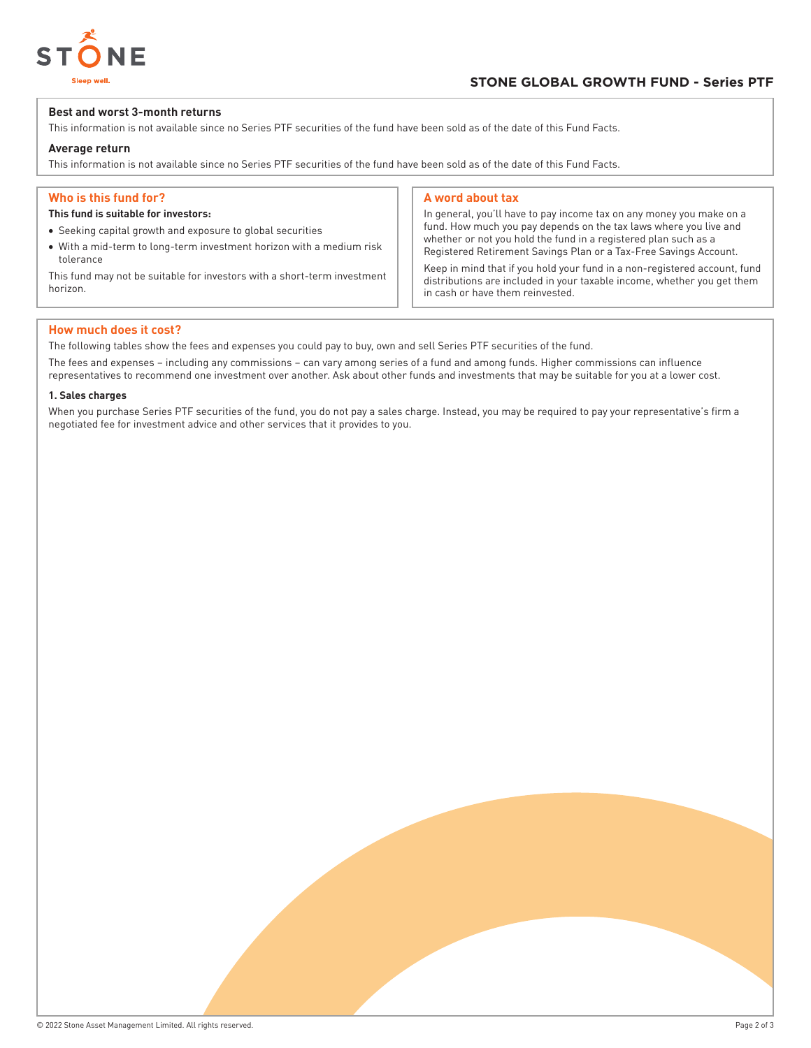### Best and worst 3-month returns

This information is not available since no Series PTF securities of the fund have been sold as of the date of this Fund Facts.

### Average return

This information is not available since no Series PTF securities of the fund have been sold as of the date of this Fund Facts.

## Who is this fund for?

**This fund is suitable for investors:**

- Seeking capital growth and exposure to global securities
- With a mid-term to long-term investment horizon with a medium risk tolerance

This fund may not be suitable for investors with a short-term investment horizon.

## A word about tax

In general, you'll have to pay income tax on any money you make on a fund. How much you pay depends on the tax laws where you live and whether or not you hold the fund in a registered plan such as a Registered Retirement Savings Plan or a Tax-Free Savings Account.

Keep in mind that if you hold your fund in a non-registered account, fund distributions are included in your taxable income, whether you get them in cash or have them reinvested.

## How much does it cost?

The following tables show the fees and expenses you could pay to buy, own and sell Series PTF securities of the fund.

The fees and expenses – including any commissions – can vary among series of a fund and among funds. Higher commissions can influence representatives to recommend one investment over another. Ask about other funds and investments that may be suitable for you at a lower cost.

#### 1. Sales charges

When you purchase Series PTF securities of the fund, you do not pay a sales charge. Instead, you may be required to pay your representative's firm a negotiated fee for investment advice and other services that it provides to you.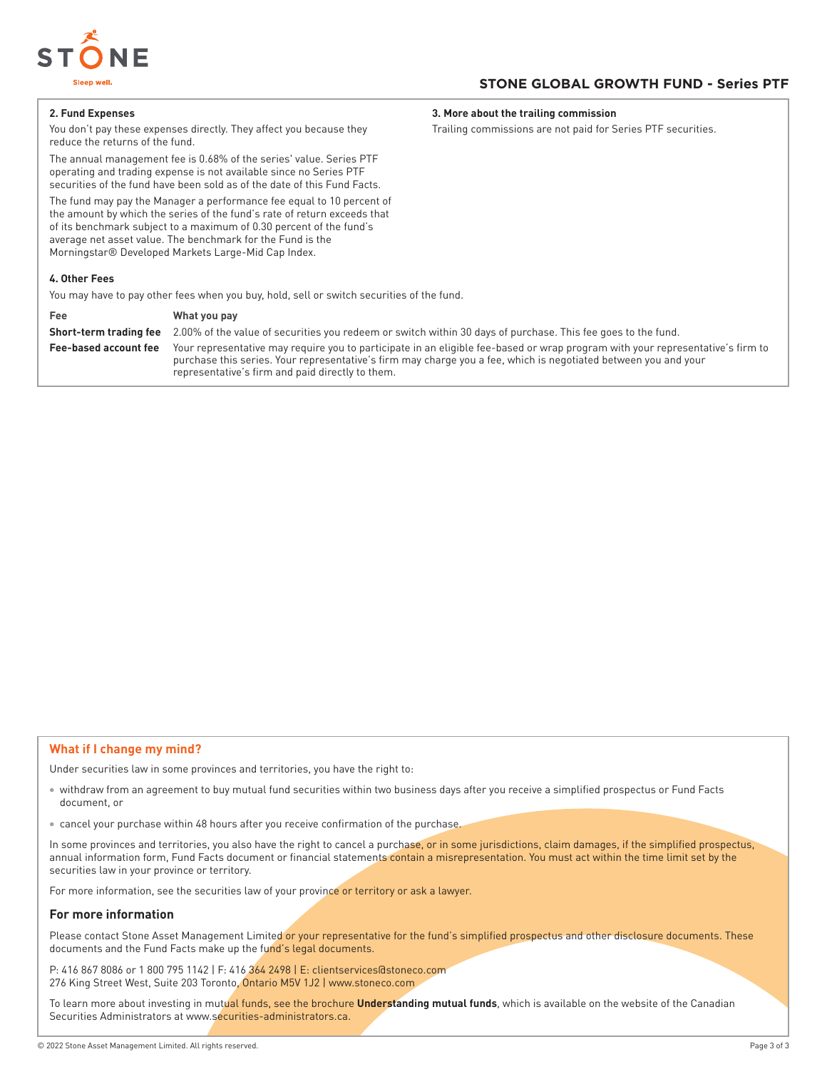**STONE GLOBAL GROWTH FUND - Series PTF**

#### 2. Fund Expenses

You don't pay these expenses directly. They affect you because they reduce the returns of the fund.

The annual management fee is 0.68% of the series' value. Series PTF operating and trading expense is not available since no Series PTF securities of the fund have been sold as of the date of this Fund Facts.

The fund may pay the Manager a performance fee equal to 10 percent of the amount by which the series of the fund's rate of return exceeds that of its benchmark subject to a maximum of 0.30 percent of the fund's average net asset value. The benchmark for the Fund is the Morningstar® Developed Markets Large-Mid Cap Index.

#### 3. More about the trailing commission

Trailing commissions are not paid for Series PTF securities.

#### 4. Other Fees

You may have to pay other fees when you buy, hold, sell or switch securities of the fund.

| Fee | What you pay |
|---|---|
| **Short-term trading fee** | 2.00% of the value of securities you redeem or switch within 30 days of purchase. This fee goes to the fund. |
| **Fee-based account fee** | Your representative may require you to participate in an eligible fee-based or wrap program with your representative's firm to purchase this series. Your representative's firm may charge you a fee, which is negotiated between you and your representative's firm and paid directly to them. |

## What if I change my mind?

Under securities law in some provinces and territories, you have the right to:

- withdraw from an agreement to buy mutual fund securities within two business days after you receive a simplified prospectus or Fund Facts document, or
- cancel your purchase within 48 hours after you receive confirmation of the purchase.

In some provinces and territories, you also have the right to cancel a purchase, or in some jurisdictions, claim damages, if the simplified prospectus, annual information form, Fund Facts document or financial statements contain a misrepresentation. You must act within the time limit set by the securities law in your province or territory.

For more information, see the securities law of your province or territory or ask a lawyer.

## For more information

Please contact Stone Asset Management Limited or your representative for the fund's simplified prospectus and other disclosure documents. These documents and the Fund Facts make up the fund's legal documents.

P: 416 867 8086 or 1 800 795 1142 | F: 416 364 2498 | E: clientservices@stoneco.com
276 King Street West, Suite 203 Toronto, Ontario M5V 1J2 | www.stoneco.com

To learn more about investing in mutual funds, see the brochure **Understanding mutual funds**, which is available on the website of the Canadian Securities Administrators at www.securities-administrators.ca.

© 2022 Stone Asset Management Limited. All rights reserved.